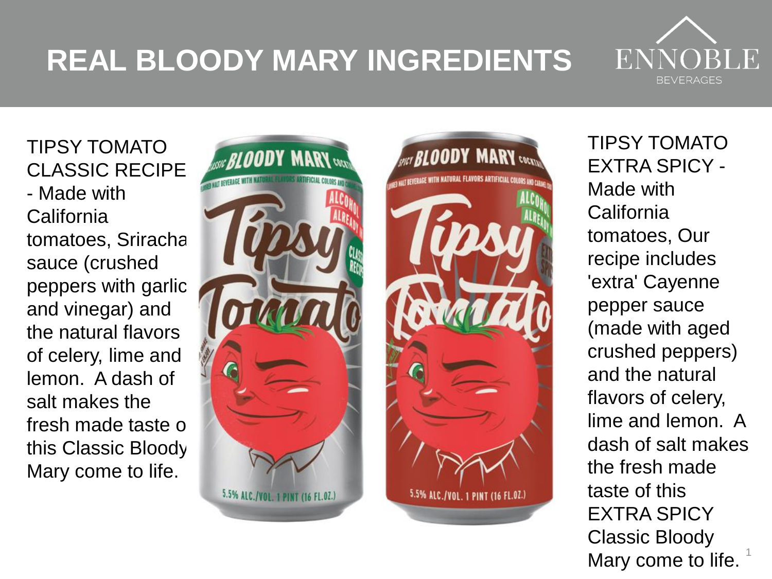# REAL BLOODY MARY INGREDIENTS

TIPSY TOMATO CLASSIC RECIPE - Made with California tomatoes, Sriracha sauce (crushed peppers with garlic and vinegar) and the natural flavors of celery, lime and lemon. A dash of salt makes the fresh made taste of this Classic Bloody Mary come to life.

TIPSY TOMATO EXTRA SPICY - Made with California tomatoes, Our recipe includes 'extra' Cayenne pepper sauce (made with aged crushed peppers) and the natural flavors of celery, lime and lemon. A dash of salt makes the fresh made taste of this EXTRA SPICY Classic Bloody Mary come to life.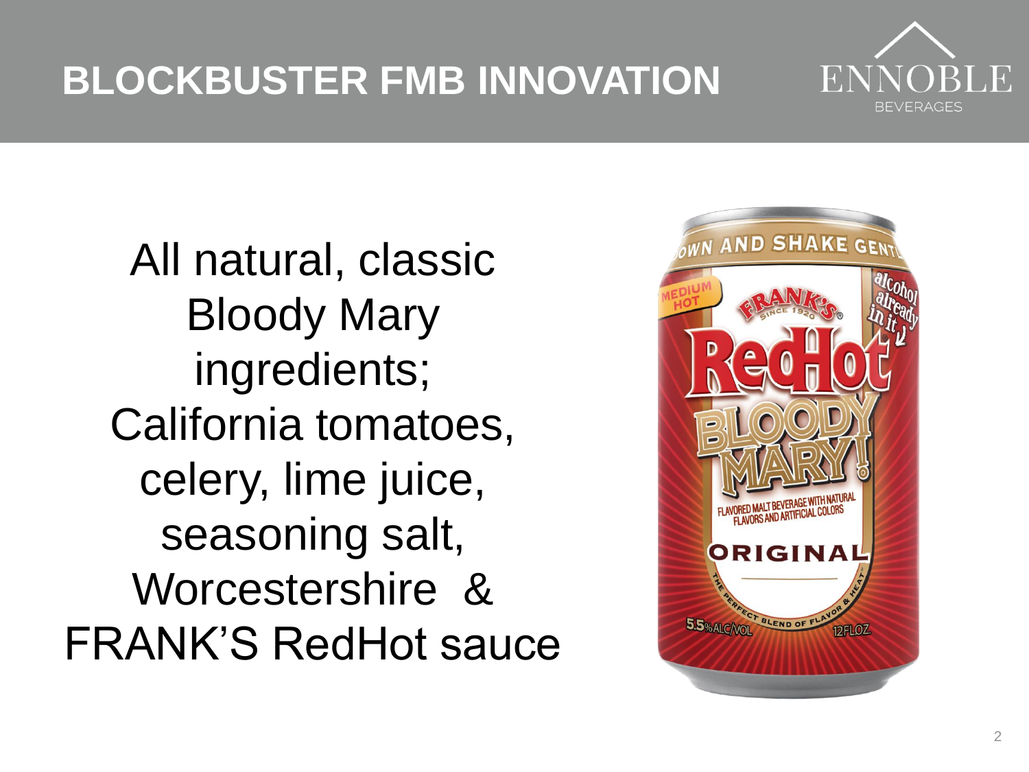# BLOCKBUSTER FMB INNOVATION

ENNOBLE BEVERAGES

All natural, classic Bloody Mary ingredients; California tomatoes, celery, lime juice, seasoning salt, Worcestershire & FRANK'S RedHot sauce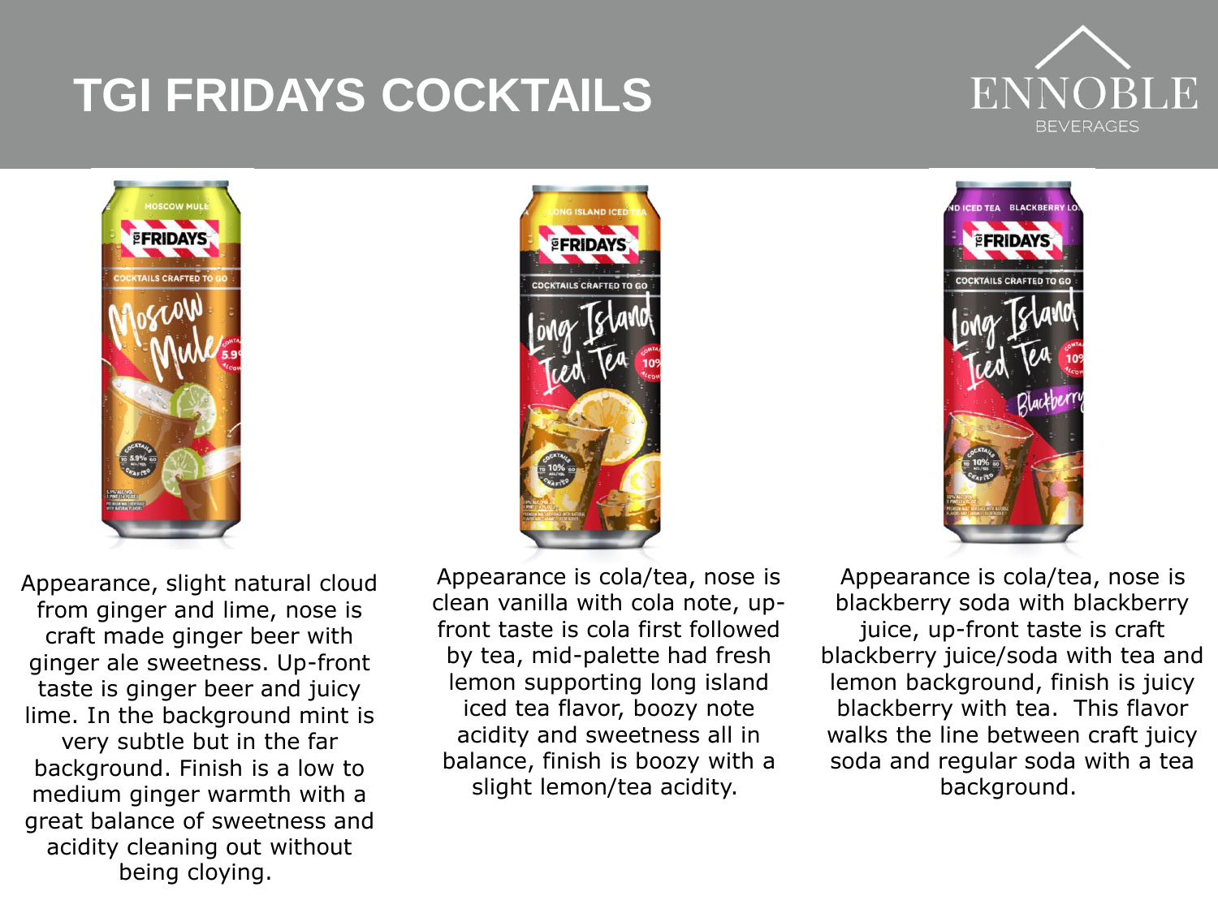# TGI FRIDAYS COCKTAILS

ENNOBLE BEVERAGES

Appearance, slight natural cloud from ginger and lime, nose is craft made ginger beer with ginger ale sweetness. Up-front taste is ginger beer and juicy lime. In the background mint is very subtle but in the far background. Finish is a low to medium ginger warmth with a great balance of sweetness and acidity cleaning out without being cloying.

Appearance is cola/tea, nose is clean vanilla with cola note, up-front taste is cola first followed by tea, mid-palette had fresh lemon supporting long island iced tea flavor, boozy note acidity and sweetness all in balance, finish is boozy with a slight lemon/tea acidity.

Appearance is cola/tea, nose is blackberry soda with blackberry juice, up-front taste is craft blackberry juice/soda with tea and lemon background, finish is juicy blackberry with tea. This flavor walks the line between craft juicy soda and regular soda with a tea background.